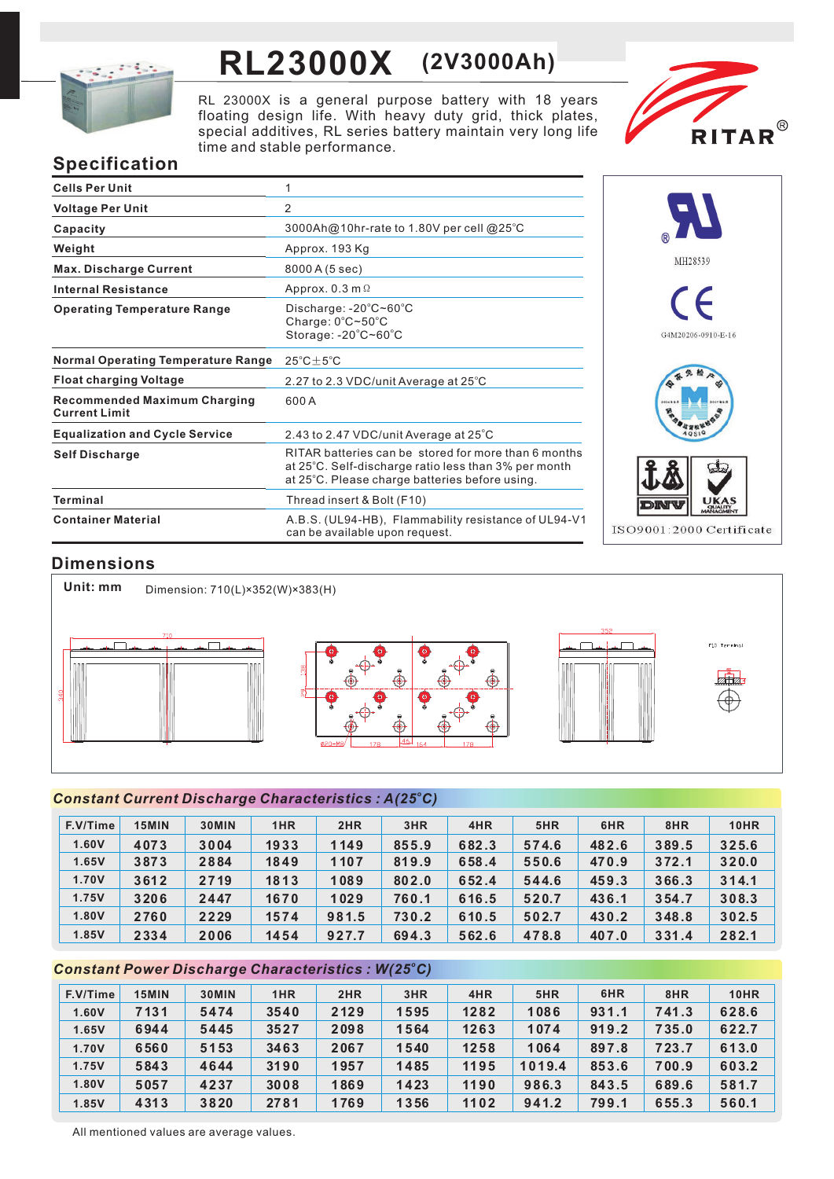# RL23000X (2V3000Ah)

RL 23000X is a general purpose battery with 18 years floating design life. With heavy duty grid, thick plates, special additives, RL series battery maintain very long life time and stable performance.

RITAR®

## Specification

| | |
|---|---|
| **Cells Per Unit** | 1 |
| **Voltage Per Unit** | 2 |
| **Capacity** | 3000Ah@10hr-rate to 1.80V per cell @25°C |
| **Weight** | Approx. 193 Kg |
| **Max. Discharge Current** | 8000 A (5 sec) |
| **Internal Resistance** | Approx. 0.3 mΩ |
| **Operating Temperature Range** | Discharge: -20°C~60°C<br>Charge: 0°C~50°C<br>Storage: -20°C~60°C |
| **Normal Operating Temperature Range** | 25°C±5°C |
| **Float charging Voltage** | 2.27 to 2.3 VDC/unit Average at 25°C |
| **Recommended Maximum Charging Current Limit** | 600 A |
| **Equalization and Cycle Service** | 2.43 to 2.47 VDC/unit Average at 25°C |
| **Self Discharge** | RITAR batteries can be stored for more than 6 months at 25°C. Self-discharge ratio less than 3% per month at 25°C. Please charge batteries before using. |
| **Terminal** | Thread insert & Bolt (F10) |
| **Container Material** | A.B.S. (UL94-HB), Flammability resistance of UL94-V1 can be available upon request. |

MH28539

G4M20206-0910-E-16

ISO9001:2000 Certificate

## Dimensions

**Unit: mm** Dimension: 710(L)×352(W)×383(H)

## Constant Current Discharge Characteristics : A(25°C)

| F.V/Time | 15MIN | 30MIN | 1HR | 2HR | 3HR | 4HR | 5HR | 6HR | 8HR | 10HR |
|---|---|---|---|---|---|---|---|---|---|---|
| 1.60V | 4073 | 3004 | 1933 | 1149 | 855.9 | 682.3 | 574.6 | 482.6 | 389.5 | 325.6 |
| 1.65V | 3873 | 2884 | 1849 | 1107 | 819.9 | 658.4 | 550.6 | 470.9 | 372.1 | 320.0 |
| 1.70V | 3612 | 2719 | 1813 | 1089 | 802.0 | 652.4 | 544.6 | 459.3 | 366.3 | 314.1 |
| 1.75V | 3206 | 2447 | 1670 | 1029 | 760.1 | 616.5 | 520.7 | 436.1 | 354.7 | 308.3 |
| 1.80V | 2760 | 2229 | 1574 | 981.5 | 730.2 | 610.5 | 502.7 | 430.2 | 348.8 | 302.5 |
| 1.85V | 2334 | 2006 | 1454 | 927.7 | 694.3 | 562.6 | 478.8 | 407.0 | 331.4 | 282.1 |

## Constant Power Discharge Characteristics : W(25°C)

| F.V/Time | 15MIN | 30MIN | 1HR | 2HR | 3HR | 4HR | 5HR | 6HR | 8HR | 10HR |
|---|---|---|---|---|---|---|---|---|---|---|
| 1.60V | 7131 | 5474 | 3540 | 2129 | 1595 | 1282 | 1086 | 931.1 | 741.3 | 628.6 |
| 1.65V | 6944 | 5445 | 3527 | 2098 | 1564 | 1263 | 1074 | 919.2 | 735.0 | 622.7 |
| 1.70V | 6560 | 5153 | 3463 | 2067 | 1540 | 1258 | 1064 | 897.8 | 723.7 | 613.0 |
| 1.75V | 5843 | 4644 | 3190 | 1957 | 1485 | 1195 | 1019.4 | 853.6 | 700.9 | 603.2 |
| 1.80V | 5057 | 4237 | 3008 | 1869 | 1423 | 1190 | 986.3 | 843.5 | 689.6 | 581.7 |
| 1.85V | 4313 | 3820 | 2781 | 1769 | 1356 | 1102 | 941.2 | 799.1 | 655.3 | 560.1 |

All mentioned values are average values.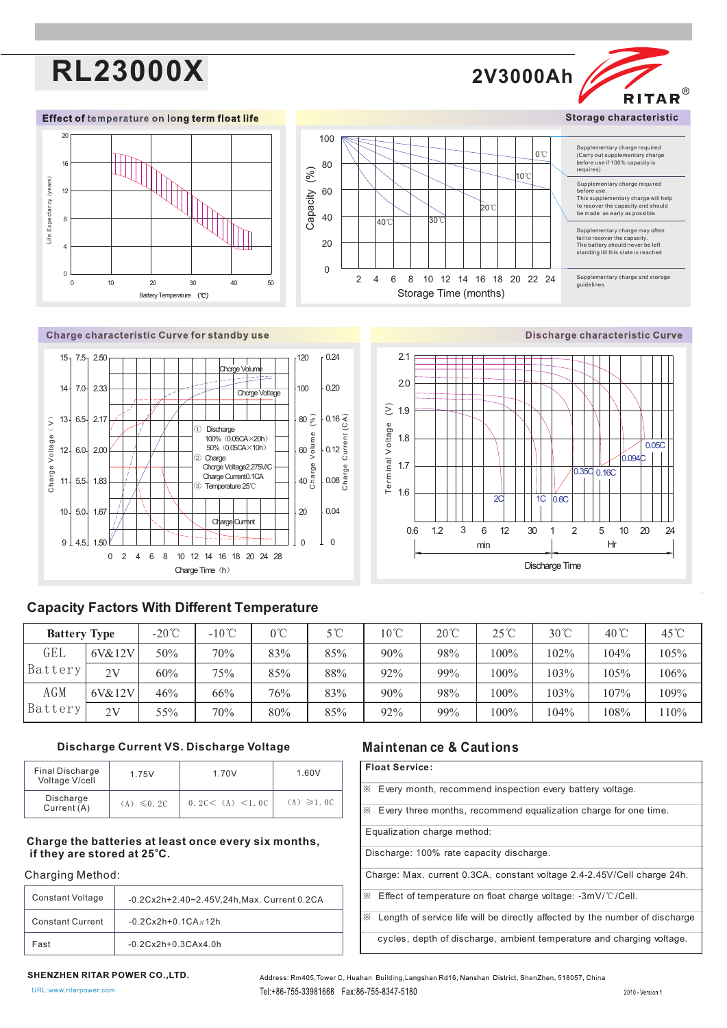# RL23000X

## 2V3000Ah

RITAR®

### Effect of temperature on long term float life

Life Expectancy (years)

20
16
12
8
4
0

0 10 20 30 40 50

Battery Temperature (℃)

### Storage characteristic

Capacity (%)

100
80
60
40
20
0

2 4 6 8 10 12 14 16 18 20 22 24

Storage Time (months)

0℃
10℃
20℃
30℃
40℃

Supplementary charge required (Carry out supplementary charge before use if 100% capacity is requires)

Supplementary charge required before use. This supplementary charge will help to recover the capacity and should be made as early as possible.

Supplementary charge may often fail to recover the capacity. The battery should never be left standing till this state is reached

Supplementary charge and storage guidelines

### Charge characteristic Curve for standby use

Charge Voltage (V)

15 7.5 2.50
14 7.0 2.33
13 6.5 2.17
12 6.0 2.00
11 5.5 1.83
10 5.0 1.67
9 4.5 1.50

Charge Volume (%)

120
100
80
60
40
20
0

Charge Current (CA)

0.24
0.20
0.16
0.12
0.08
0.04
0

0 2 4 6 8 10 12 14 16 18 20 24 28

Charge Time (h)

Charge Volume

Charge Voltage

Charge Current

① Discharge
100% (0.05CA×20h)
50% (0.05CA×10h)
② Charge
Charge Voltage2.275V/C
Charge Current0.1CA
③ Temperature 25℃

### Discharge characteristic Curve

Terminal Voltage (V)

2.1
2.0
1.9
1.8
1.7
1.6

0.6 1.2 3 6 12 30 1 2 5 10 20 24

min Hr

Discharge Time

2C
1C
0.6C
0.35C
0.16C
0.094C
0.05C

## Capacity Factors With Different Temperature

| Battery Type | | -20℃ | -10℃ | 0℃ | 5℃ | 10℃ | 20℃ | 25℃ | 30℃ | 40℃ | 45℃ |
|---|---|---|---|---|---|---|---|---|---|---|---|
| GEL Battery | 6V&12V | 50% | 70% | 83% | 85% | 90% | 98% | 100% | 102% | 104% | 105% |
| | 2V | 60% | 75% | 85% | 88% | 92% | 99% | 100% | 103% | 105% | 106% |
| AGM Battery | 6V&12V | 46% | 66% | 76% | 83% | 90% | 98% | 100% | 103% | 107% | 109% |
| | 2V | 55% | 70% | 80% | 85% | 92% | 99% | 100% | 104% | 108% | 110% |

### Discharge Current VS. Discharge Voltage

| Final Discharge Voltage V/cell | 1.75V | 1.70V | 1.60V |
|---|---|---|---|
| Discharge Current (A) | (A) ≤0.2C | 0.2C< (A) <1.0C | (A) ≥1.0C |

**Charge the batteries at least once every six months, if they are stored at 25°C.**

Charging Method:

| | |
|---|---|
| Constant Voltage | -0.2Cx2h+2.40~2.45V,24h,Max. Current 0.2CA |
| Constant Current | -0.2Cx2h+0.1CAx12h |
| Fast | -0.2Cx2h+0.3CAx4.0h |

### Maintenance & Cautions

**Float Service:**

※ Every month, recommend inspection every battery voltage.

※ Every three months, recommend equalization charge for one time.

Equalization charge method:

Discharge: 100% rate capacity discharge.

Charge: Max. current 0.3CA, constant voltage 2.4-2.45V/Cell charge 24h.

※ Effect of temperature on float charge voltage: -3mV/℃/Cell.

※ Length of service life will be directly affected by the number of discharge cycles, depth of discharge, ambient temperature and charging voltage.

**SHENZHEN RITAR POWER CO.,LTD.**

URL:www.ritarpower.com

Address: Rm405,Tower C, Huahan Building,Langshan Rd16, Nanshan District, ShenZhen, 518057, China

Tel:+86-755-33981668 Fax:86-755-8347-5180

2010 - Version 1